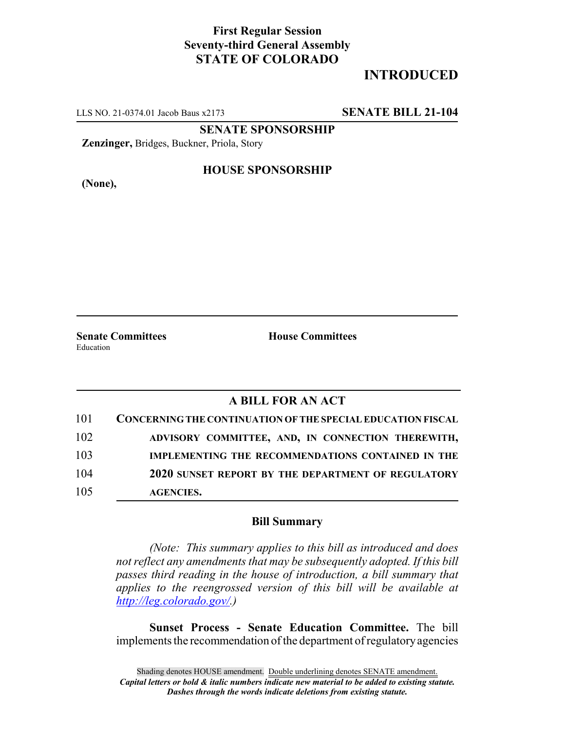**First Regular Session**
**Seventy-third General Assembly**
**STATE OF COLORADO**

# INTRODUCED

LLS NO. 21-0374.01 Jacob Baus x2173 **SENATE BILL 21-104**

**SENATE SPONSORSHIP**

**Zenzinger,** Bridges, Buckner, Priola, Story

**HOUSE SPONSORSHIP**

**(None),**

**Senate Committees**
Education

**House Committees**

## A BILL FOR AN ACT

101 **CONCERNING THE CONTINUATION OF THE SPECIAL EDUCATION FISCAL**
102 **ADVISORY COMMITTEE, AND, IN CONNECTION THEREWITH,**
103 **IMPLEMENTING THE RECOMMENDATIONS CONTAINED IN THE**
104 **2020 SUNSET REPORT BY THE DEPARTMENT OF REGULATORY**
105 **AGENCIES.**

### Bill Summary

*(Note: This summary applies to this bill as introduced and does not reflect any amendments that may be subsequently adopted. If this bill passes third reading in the house of introduction, a bill summary that applies to the reengrossed version of this bill will be available at http://leg.colorado.gov/.)*

**Sunset Process - Senate Education Committee.** The bill implements the recommendation of the department of regulatory agencies

Shading denotes HOUSE amendment. Double underlining denotes SENATE amendment.
***Capital letters or bold & italic numbers indicate new material to be added to existing statute.***
***Dashes through the words indicate deletions from existing statute.***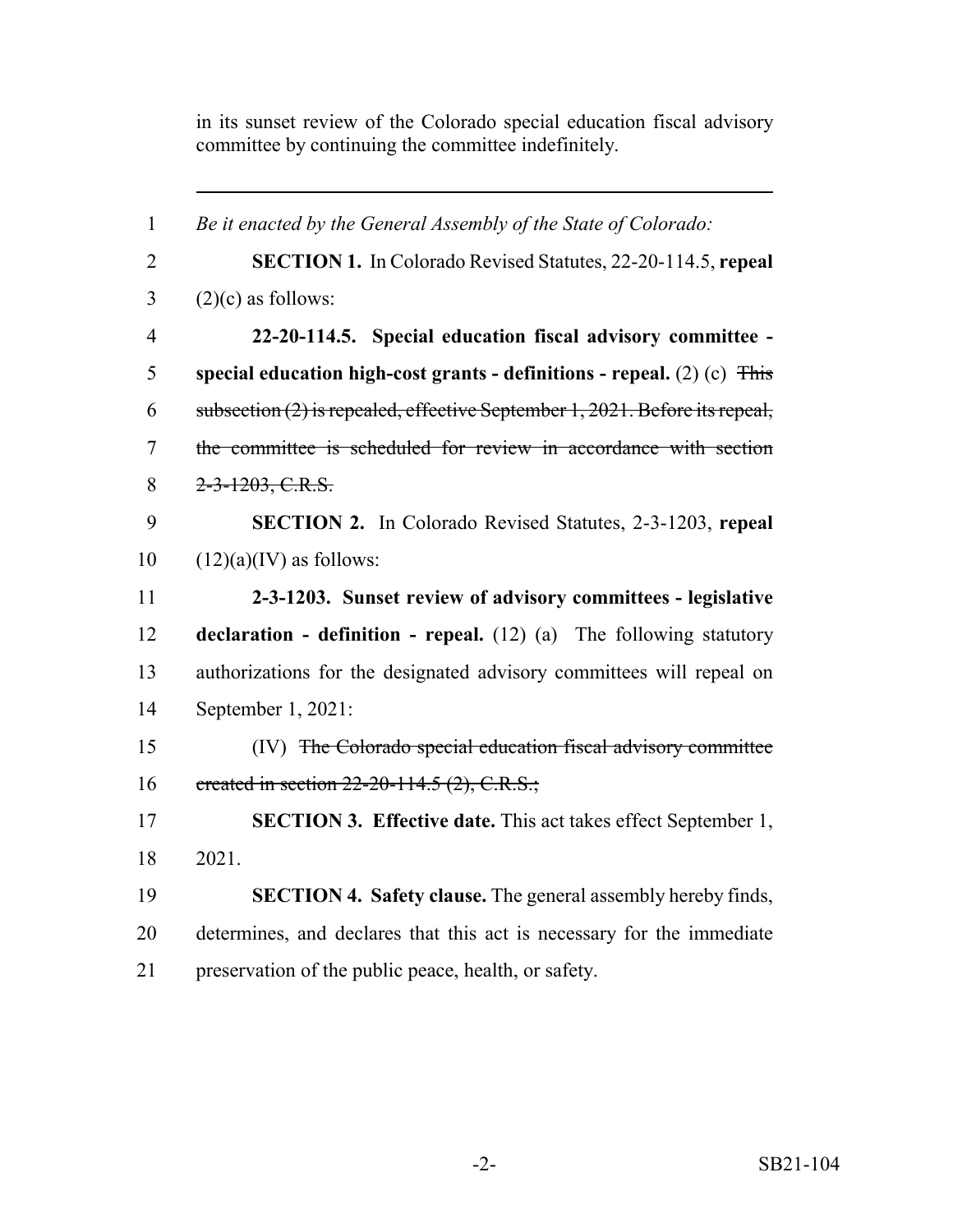in its sunset review of the Colorado special education fiscal advisory committee by continuing the committee indefinitely.

---

1 *Be it enacted by the General Assembly of the State of Colorado:*

2 **SECTION 1.** In Colorado Revised Statutes, 22-20-114.5, **repeal**
3 (2)(c) as follows:

4 **22-20-114.5. Special education fiscal advisory committee -**
5 **special education high-cost grants - definitions - repeal.** (2) (c) ~~This~~
6 ~~subsection (2) is repealed, effective September 1, 2021. Before its repeal,~~
7 ~~the committee is scheduled for review in accordance with section~~
8 ~~2-3-1203, C.R.S.~~

9 **SECTION 2.** In Colorado Revised Statutes, 2-3-1203, **repeal**
10 (12)(a)(IV) as follows:

11 **2-3-1203. Sunset review of advisory committees - legislative**
12 **declaration - definition - repeal.** (12) (a) The following statutory
13 authorizations for the designated advisory committees will repeal on
14 September 1, 2021:

15 (IV) ~~The Colorado special education fiscal advisory committee~~
16 ~~created in section 22-20-114.5 (2), C.R.S.;~~

17 **SECTION 3. Effective date.** This act takes effect September 1,
18 2021.

19 **SECTION 4. Safety clause.** The general assembly hereby finds,
20 determines, and declares that this act is necessary for the immediate
21 preservation of the public peace, health, or safety.